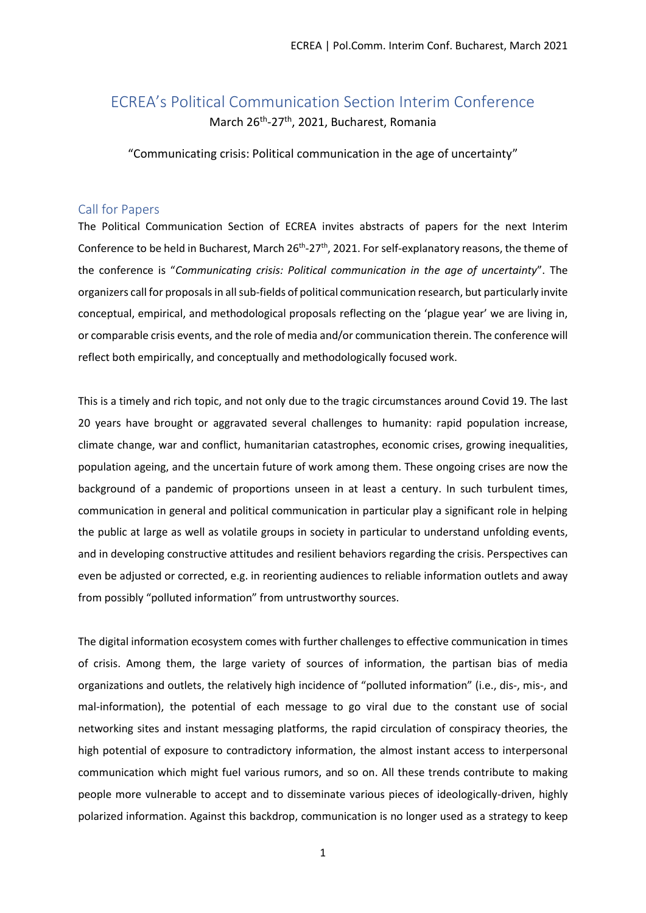# ECREA's Political Communication Section Interim Conference

March 26th-27th, 2021, Bucharest, Romania

"Communicating crisis: Political communication in the age of uncertainty"

## Call for Papers

The Political Communication Section of ECREA invites abstracts of papers for the next Interim Conference to be held in Bucharest, March 26th-27th, 2021. For self-explanatory reasons, the theme of the conference is "*Communicating crisis: Political communication in the age of uncertainty*". The organizers call for proposals in all sub-fields of political communication research, but particularly invite conceptual, empirical, and methodological proposals reflecting on the 'plague year' we are living in, or comparable crisis events, and the role of media and/or communication therein. The conference will reflect both empirically, and conceptually and methodologically focused work.

This is a timely and rich topic, and not only due to the tragic circumstances around Covid 19. The last 20 years have brought or aggravated several challenges to humanity: rapid population increase, climate change, war and conflict, humanitarian catastrophes, economic crises, growing inequalities, population ageing, and the uncertain future of work among them. These ongoing crises are now the background of a pandemic of proportions unseen in at least a century. In such turbulent times, communication in general and political communication in particular play a significant role in helping the public at large as well as volatile groups in society in particular to understand unfolding events, and in developing constructive attitudes and resilient behaviors regarding the crisis. Perspectives can even be adjusted or corrected, e.g. in reorienting audiences to reliable information outlets and away from possibly "polluted information" from untrustworthy sources.

The digital information ecosystem comes with further challenges to effective communication in times of crisis. Among them, the large variety of sources of information, the partisan bias of media organizations and outlets, the relatively high incidence of "polluted information" (i.e., dis-, mis-, and mal-information), the potential of each message to go viral due to the constant use of social networking sites and instant messaging platforms, the rapid circulation of conspiracy theories, the high potential of exposure to contradictory information, the almost instant access to interpersonal communication which might fuel various rumors, and so on. All these trends contribute to making people more vulnerable to accept and to disseminate various pieces of ideologically-driven, highly polarized information. Against this backdrop, communication is no longer used as a strategy to keep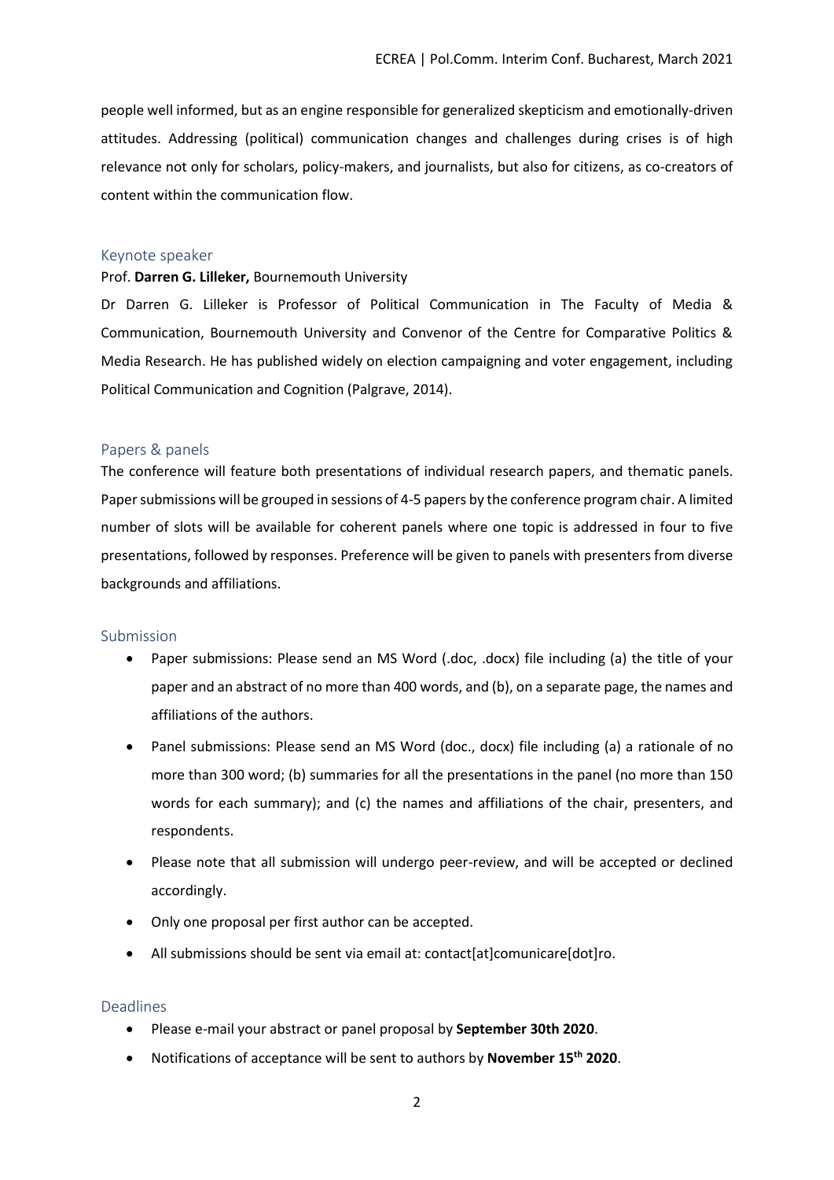people well informed, but as an engine responsible for generalized skepticism and emotionally-driven attitudes. Addressing (political) communication changes and challenges during crises is of high relevance not only for scholars, policy-makers, and journalists, but also for citizens, as co-creators of content within the communication flow.

## Keynote speaker

Prof. **Darren G. Lilleker,** Bournemouth University

Dr Darren G. Lilleker is Professor of Political Communication in The Faculty of Media & Communication, Bournemouth University and Convenor of the Centre for Comparative Politics & Media Research. He has published widely on election campaigning and voter engagement, including Political Communication and Cognition (Palgrave, 2014).

## Papers & panels

The conference will feature both presentations of individual research papers, and thematic panels. Paper submissions will be grouped in sessions of 4-5 papers by the conference program chair. A limited number of slots will be available for coherent panels where one topic is addressed in four to five presentations, followed by responses. Preference will be given to panels with presenters from diverse backgrounds and affiliations.

## Submission

- Paper submissions: Please send an MS Word (.doc, .docx) file including (a) the title of your paper and an abstract of no more than 400 words, and (b), on a separate page, the names and affiliations of the authors.
- Panel submissions: Please send an MS Word (doc., docx) file including (a) a rationale of no more than 300 word; (b) summaries for all the presentations in the panel (no more than 150 words for each summary); and (c) the names and affiliations of the chair, presenters, and respondents.
- Please note that all submission will undergo peer-review, and will be accepted or declined accordingly.
- Only one proposal per first author can be accepted.
- All submissions should be sent via email at: contact[at]comunicare[dot]ro.

## Deadlines

- Please e-mail your abstract or panel proposal by **September 30th 2020**.
- Notifications of acceptance will be sent to authors by **November 15th 2020**.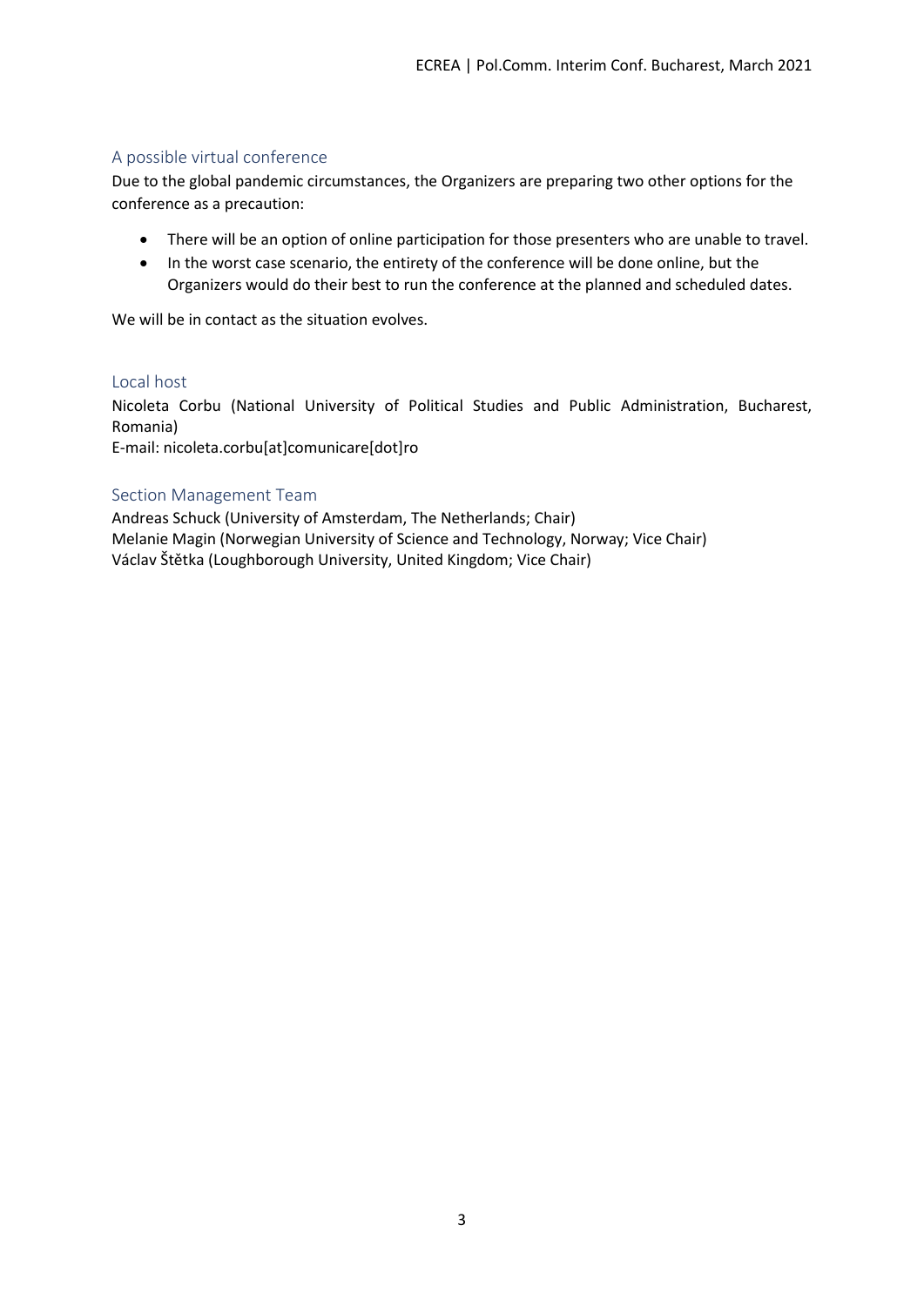## A possible virtual conference

Due to the global pandemic circumstances, the Organizers are preparing two other options for the conference as a precaution:

- There will be an option of online participation for those presenters who are unable to travel.
- In the worst case scenario, the entirety of the conference will be done online, but the Organizers would do their best to run the conference at the planned and scheduled dates.

We will be in contact as the situation evolves.

## Local host

Nicoleta Corbu (National University of Political Studies and Public Administration, Bucharest, Romania)
E-mail: nicoleta.corbu[at]comunicare[dot]ro

## Section Management Team

Andreas Schuck (University of Amsterdam, The Netherlands; Chair)
Melanie Magin (Norwegian University of Science and Technology, Norway; Vice Chair)
Václav Štětka (Loughborough University, United Kingdom; Vice Chair)